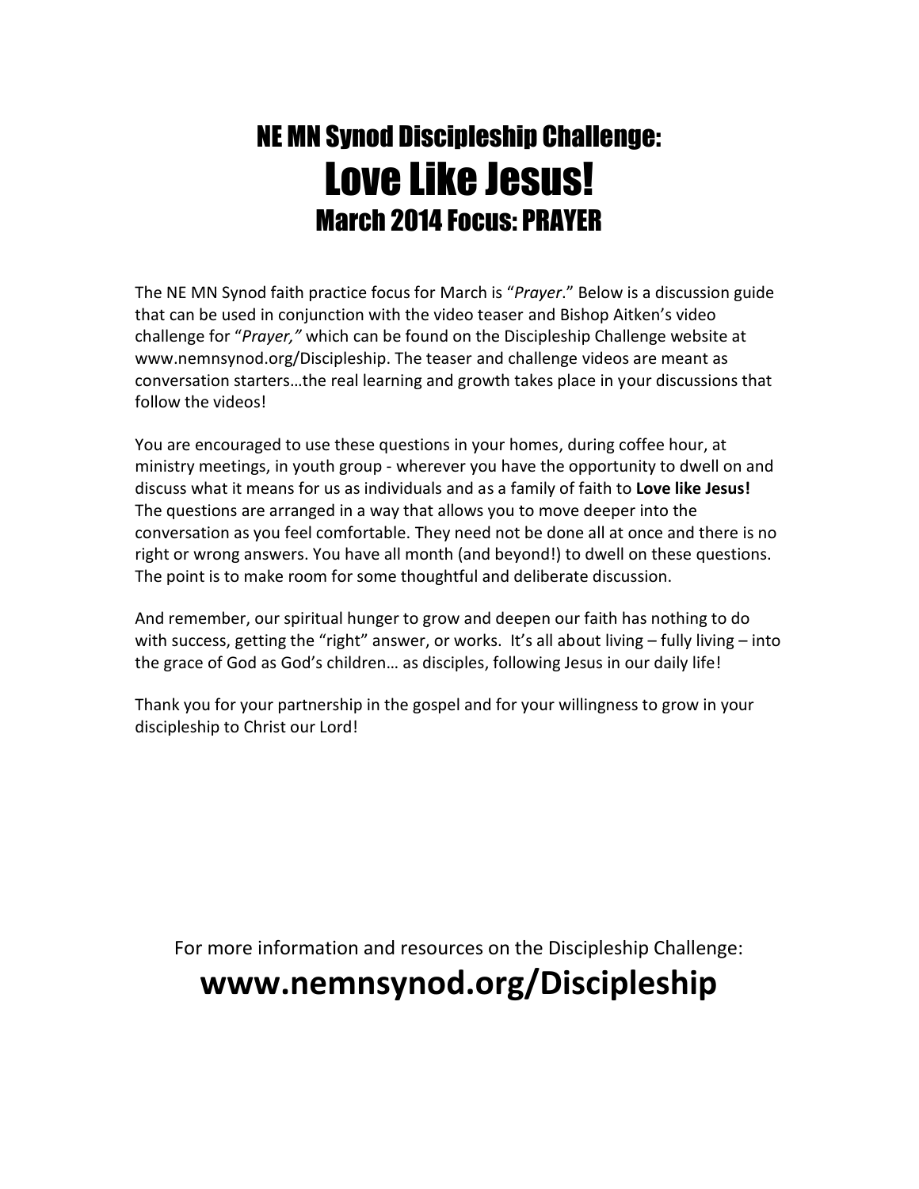# NE MN Synod Discipleship Challenge:
# Love Like Jesus!
## March 2014 Focus: PRAYER

The NE MN Synod faith practice focus for March is "*Prayer*." Below is a discussion guide that can be used in conjunction with the video teaser and Bishop Aitken's video challenge for "*Prayer,"* which can be found on the Discipleship Challenge website at www.nemnsynod.org/Discipleship. The teaser and challenge videos are meant as conversation starters…the real learning and growth takes place in your discussions that follow the videos!

You are encouraged to use these questions in your homes, during coffee hour, at ministry meetings, in youth group - wherever you have the opportunity to dwell on and discuss what it means for us as individuals and as a family of faith to **Love like Jesus!** The questions are arranged in a way that allows you to move deeper into the conversation as you feel comfortable. They need not be done all at once and there is no right or wrong answers. You have all month (and beyond!) to dwell on these questions. The point is to make room for some thoughtful and deliberate discussion.

And remember, our spiritual hunger to grow and deepen our faith has nothing to do with success, getting the "right" answer, or works. It's all about living – fully living – into the grace of God as God's children… as disciples, following Jesus in our daily life!

Thank you for your partnership in the gospel and for your willingness to grow in your discipleship to Christ our Lord!

For more information and resources on the Discipleship Challenge:

**www.nemnsynod.org/Discipleship**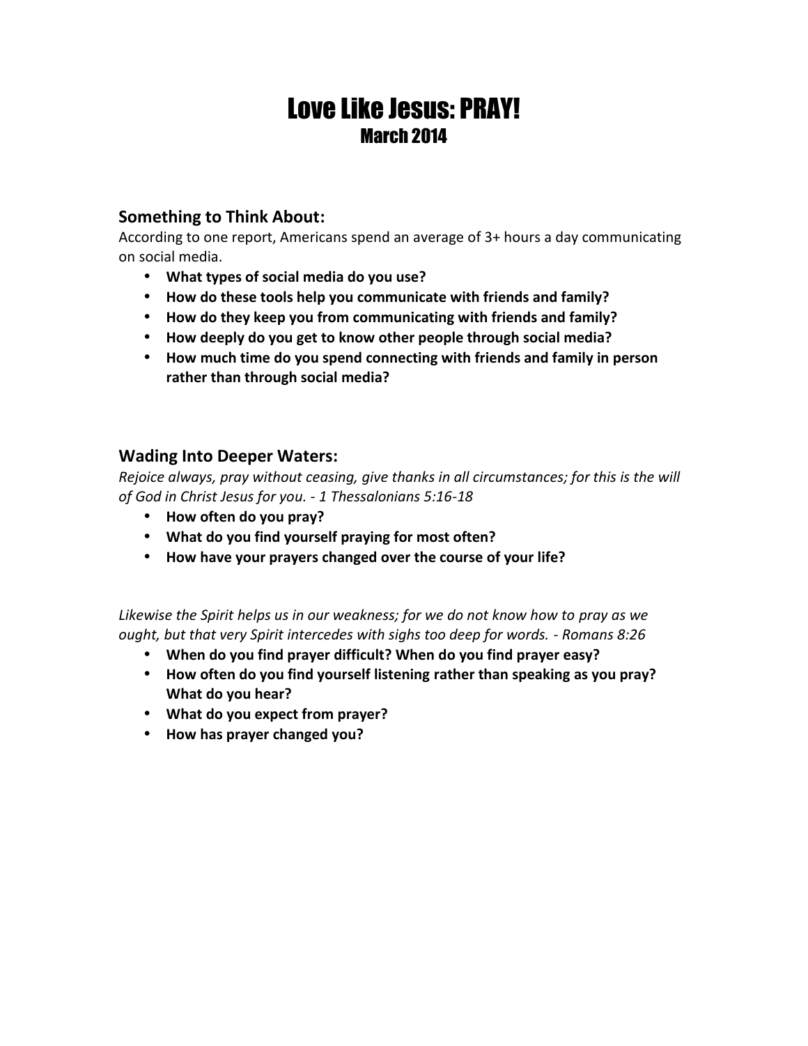# Love Like Jesus: PRAY!
## March 2014

### Something to Think About:

According to one report, Americans spend an average of 3+ hours a day communicating on social media.

- **What types of social media do you use?**
- **How do these tools help you communicate with friends and family?**
- **How do they keep you from communicating with friends and family?**
- **How deeply do you get to know other people through social media?**
- **How much time do you spend connecting with friends and family in person rather than through social media?**

### Wading Into Deeper Waters:

*Rejoice always, pray without ceasing, give thanks in all circumstances; for this is the will of God in Christ Jesus for you. - 1 Thessalonians 5:16-18*

- **How often do you pray?**
- **What do you find yourself praying for most often?**
- **How have your prayers changed over the course of your life?**

*Likewise the Spirit helps us in our weakness; for we do not know how to pray as we ought, but that very Spirit intercedes with sighs too deep for words. - Romans 8:26*

- **When do you find prayer difficult? When do you find prayer easy?**
- **How often do you find yourself listening rather than speaking as you pray? What do you hear?**
- **What do you expect from prayer?**
- **How has prayer changed you?**